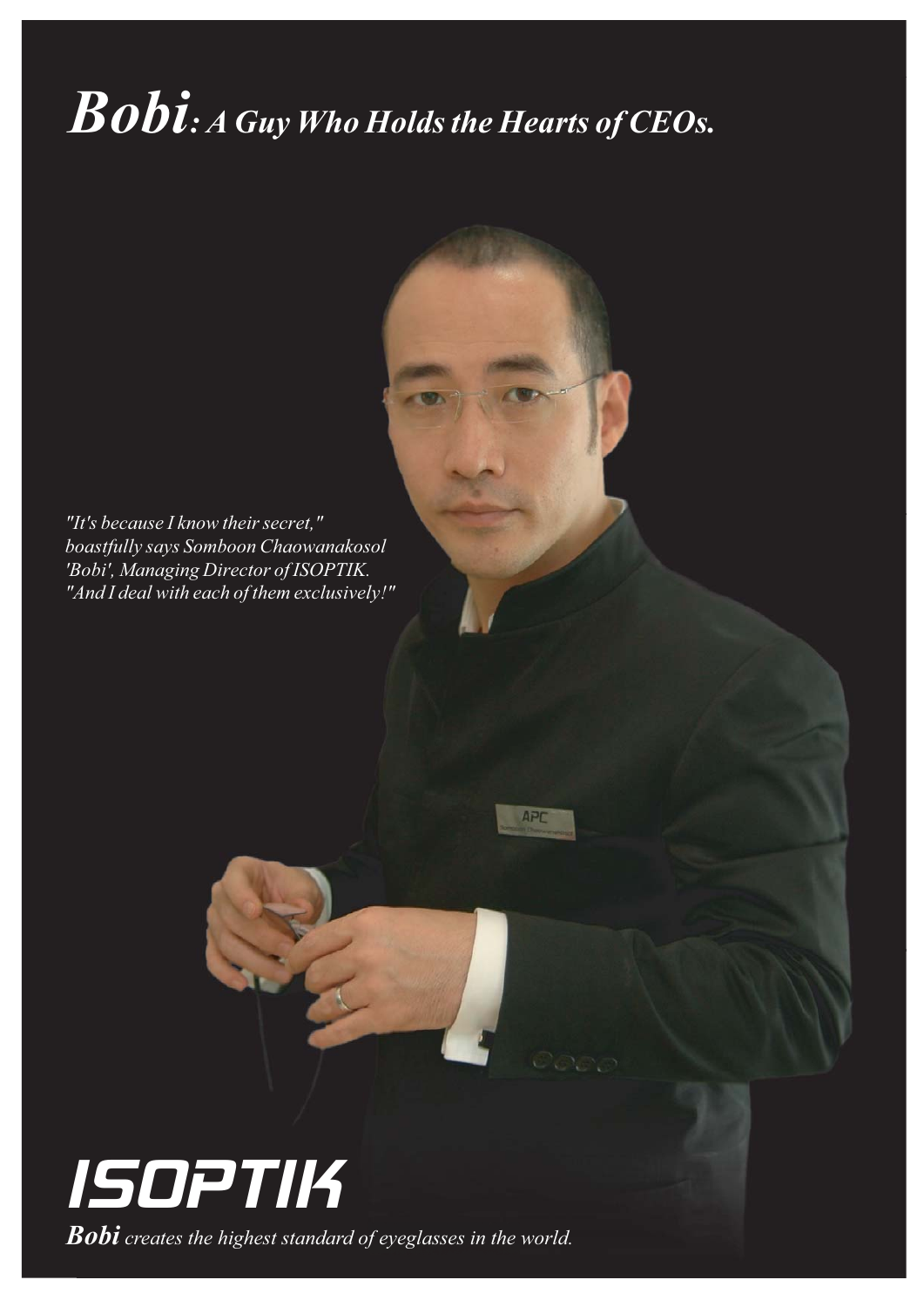# ***Bobi**: A Guy Who Holds the Hearts of CEOs.*

*"It's because I know their secret,"*
*boastfully says Somboon Chaowanakosol*
*'Bobi', Managing Director of ISOPTIK.*
*"And I deal with each of them exclusively!"*

## ISOPTIK

***Bobi** creates the highest standard of eyeglasses in the world.*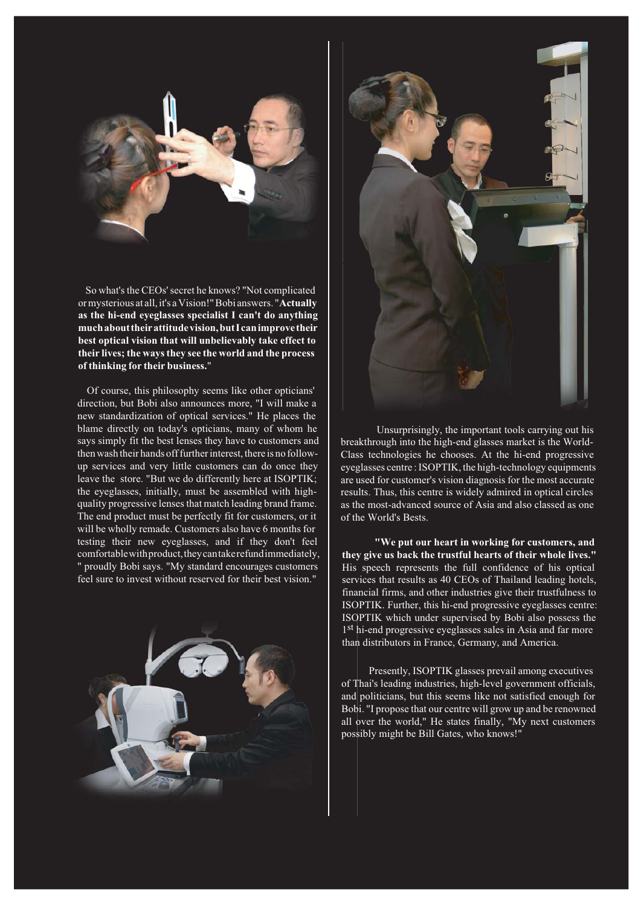So what's the CEOs' secret he knows? "Not complicated or mysterious at all, it's a Vision!" Bobi answers. "**Actually as the hi-end eyeglasses specialist I can't do anything much about their attitude vision, but I can improve their best optical vision that will unbelievably take effect to their lives; the ways they see the world and the process of thinking for their business.**"

Of course, this philosophy seems like other opticians' direction, but Bobi also announces more, "I will make a new standardization of optical services." He places the blame directly on today's opticians, many of whom he says simply fit the best lenses they have to customers and then wash their hands off further interest, there is no follow-up services and very little customers can do once they leave the store. "But we do differently here at ISOPTIK; the eyeglasses, initially, must be assembled with high-quality progressive lenses that match leading brand frame. The end product must be perfectly fit for customers, or it will be wholly remade. Customers also have 6 months for testing their new eyeglasses, and if they don't feel comfortable with product, they can take refund immediately, " proudly Bobi says. "My standard encourages customers feel sure to invest without reserved for their best vision."

Unsurprisingly, the important tools carrying out his breakthrough into the high-end glasses market is the World-Class technologies he chooses. At the hi-end progressive eyeglasses centre : ISOPTIK, the high-technology equipments are used for customer's vision diagnosis for the most accurate results. Thus, this centre is widely admired in optical circles as the most-advanced source of Asia and also classed as one of the World's Bests.

**"We put our heart in working for customers, and they give us back the trustful hearts of their whole lives."** His speech represents the full confidence of his optical services that results as 40 CEOs of Thailand leading hotels, financial firms, and other industries give their trustfulness to ISOPTIK. Further, this hi-end progressive eyeglasses centre: ISOPTIK which under supervised by Bobi also possess the 1st hi-end progressive eyeglasses sales in Asia and far more than distributors in France, Germany, and America.

Presently, ISOPTIK glasses prevail among executives of Thai's leading industries, high-level government officials, and politicians, but this seems like not satisfied enough for Bobi. "I propose that our centre will grow up and be renowned all over the world," He states finally, "My next customers possibly might be Bill Gates, who knows!"